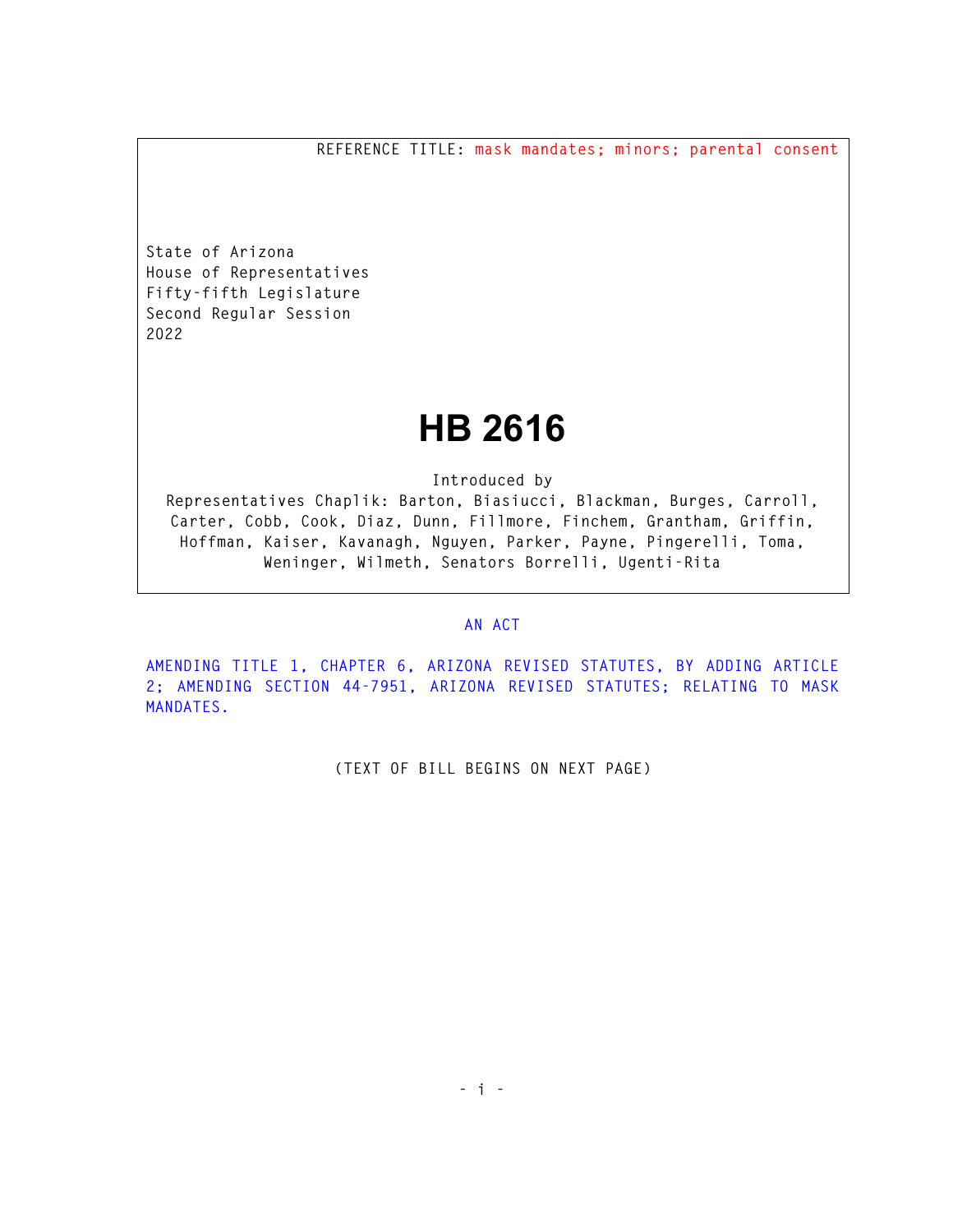REFERENCE TITLE: mask mandates; minors; parental consent

State of Arizona
House of Representatives
Fifty-fifth Legislature
Second Regular Session
2022

# HB 2616

Introduced by
Representatives Chaplik: Barton, Biasiucci, Blackman, Burges, Carroll, Carter, Cobb, Cook, Diaz, Dunn, Fillmore, Finchem, Grantham, Griffin, Hoffman, Kaiser, Kavanagh, Nguyen, Parker, Payne, Pingerelli, Toma, Weninger, Wilmeth, Senators Borrelli, Ugenti-Rita

AN ACT

AMENDING TITLE 1, CHAPTER 6, ARIZONA REVISED STATUTES, BY ADDING ARTICLE 2; AMENDING SECTION 44-7951, ARIZONA REVISED STATUTES; RELATING TO MASK MANDATES.

(TEXT OF BILL BEGINS ON NEXT PAGE)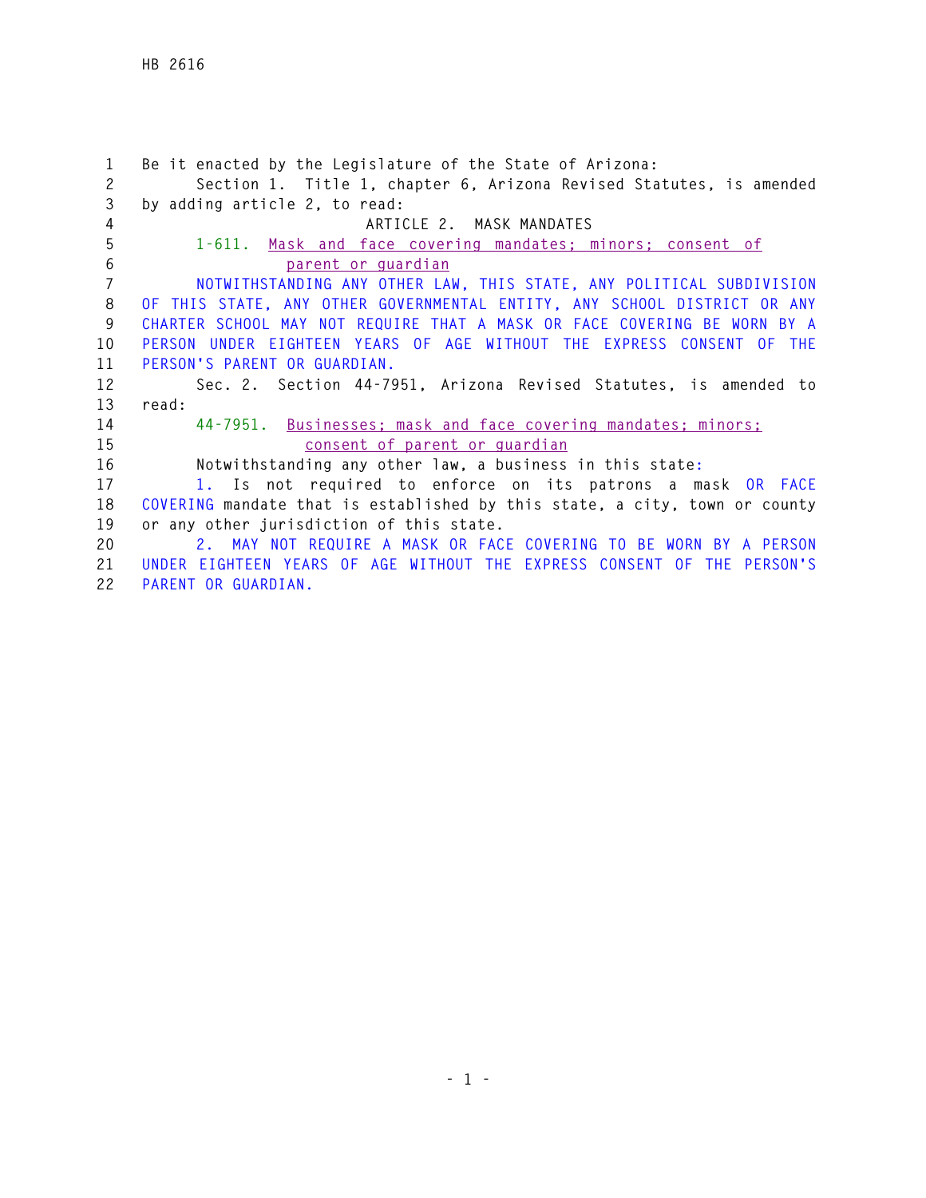Be it enacted by the Legislature of the State of Arizona:

Section 1. Title 1, chapter 6, Arizona Revised Statutes, is amended by adding article 2, to read:

ARTICLE 2. MASK MANDATES

1-611. Mask and face covering mandates; minors; consent of parent or guardian

NOTWITHSTANDING ANY OTHER LAW, THIS STATE, ANY POLITICAL SUBDIVISION OF THIS STATE, ANY OTHER GOVERNMENTAL ENTITY, ANY SCHOOL DISTRICT OR ANY CHARTER SCHOOL MAY NOT REQUIRE THAT A MASK OR FACE COVERING BE WORN BY A PERSON UNDER EIGHTEEN YEARS OF AGE WITHOUT THE EXPRESS CONSENT OF THE PERSON'S PARENT OR GUARDIAN.

Sec. 2. Section 44-7951, Arizona Revised Statutes, is amended to read:

44-7951. Businesses; mask and face covering mandates; minors; consent of parent or guardian

Notwithstanding any other law, a business in this state:

1. Is not required to enforce on its patrons a mask OR FACE COVERING mandate that is established by this state, a city, town or county or any other jurisdiction of this state.

2. MAY NOT REQUIRE A MASK OR FACE COVERING TO BE WORN BY A PERSON UNDER EIGHTEEN YEARS OF AGE WITHOUT THE EXPRESS CONSENT OF THE PERSON'S PARENT OR GUARDIAN.